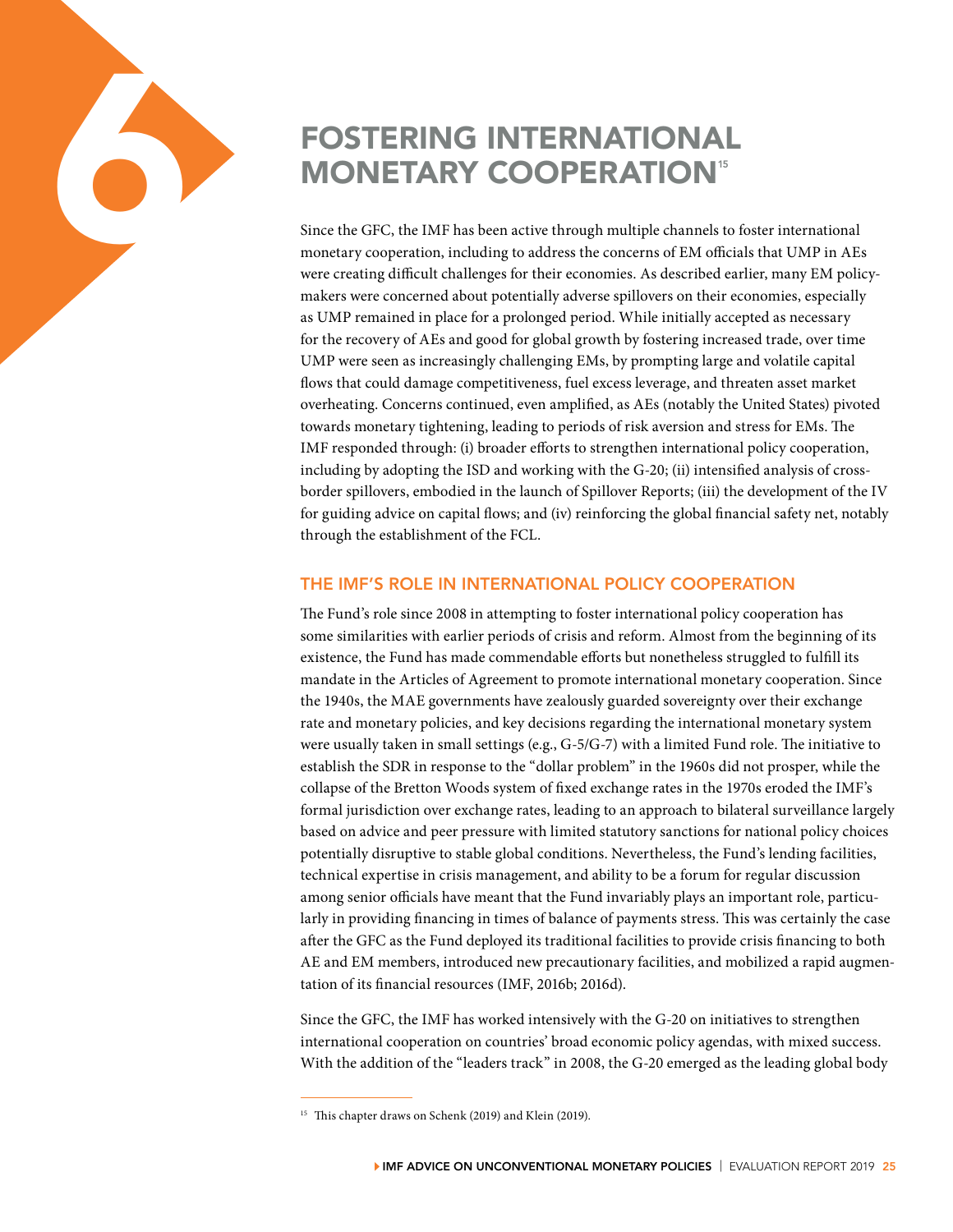# 6 FOSTERING INTERNATIONAL MONETARY COOPERATION[15]

Since the GFC, the IMF has been active through multiple channels to foster international monetary cooperation, including to address the concerns of EM officials that UMP in AEs were creating difficult challenges for their economies. As described earlier, many EM policymakers were concerned about potentially adverse spillovers on their economies, especially as UMP remained in place for a prolonged period. While initially accepted as necessary for the recovery of AEs and good for global growth by fostering increased trade, over time UMP were seen as increasingly challenging EMs, by prompting large and volatile capital flows that could damage competitiveness, fuel excess leverage, and threaten asset market overheating. Concerns continued, even amplified, as AEs (notably the United States) pivoted towards monetary tightening, leading to periods of risk aversion and stress for EMs. The IMF responded through: (i) broader efforts to strengthen international policy cooperation, including by adopting the ISD and working with the G-20; (ii) intensified analysis of cross-border spillovers, embodied in the launch of Spillover Reports; (iii) the development of the IV for guiding advice on capital flows; and (iv) reinforcing the global financial safety net, notably through the establishment of the FCL.

## THE IMF'S ROLE IN INTERNATIONAL POLICY COOPERATION

The Fund's role since 2008 in attempting to foster international policy cooperation has some similarities with earlier periods of crisis and reform. Almost from the beginning of its existence, the Fund has made commendable efforts but nonetheless struggled to fulfill its mandate in the Articles of Agreement to promote international monetary cooperation. Since the 1940s, the MAE governments have zealously guarded sovereignty over their exchange rate and monetary policies, and key decisions regarding the international monetary system were usually taken in small settings (e.g., G-5/G-7) with a limited Fund role. The initiative to establish the SDR in response to the "dollar problem" in the 1960s did not prosper, while the collapse of the Bretton Woods system of fixed exchange rates in the 1970s eroded the IMF's formal jurisdiction over exchange rates, leading to an approach to bilateral surveillance largely based on advice and peer pressure with limited statutory sanctions for national policy choices potentially disruptive to stable global conditions. Nevertheless, the Fund's lending facilities, technical expertise in crisis management, and ability to be a forum for regular discussion among senior officials have meant that the Fund invariably plays an important role, particularly in providing financing in times of balance of payments stress. This was certainly the case after the GFC as the Fund deployed its traditional facilities to provide crisis financing to both AE and EM members, introduced new precautionary facilities, and mobilized a rapid augmentation of its financial resources (IMF, 2016b; 2016d).

Since the GFC, the IMF has worked intensively with the G-20 on initiatives to strengthen international cooperation on countries' broad economic policy agendas, with mixed success. With the addition of the "leaders track" in 2008, the G-20 emerged as the leading global body

[15] This chapter draws on Schenk (2019) and Klein (2019).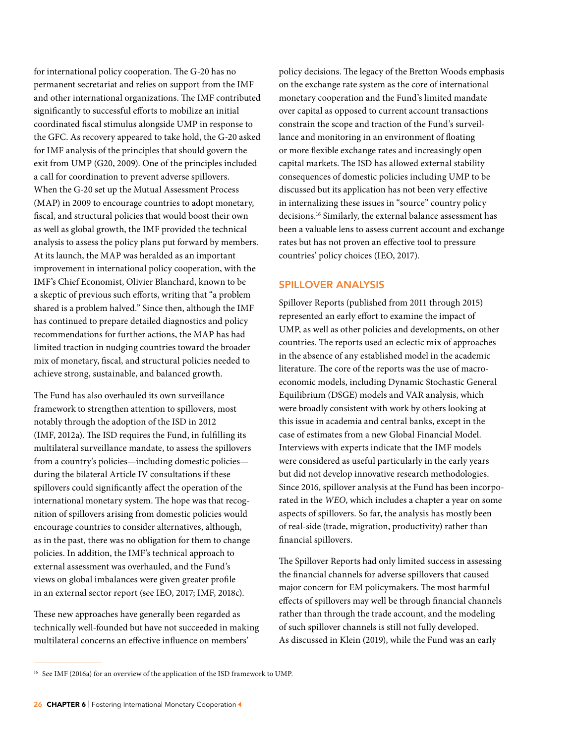for international policy cooperation. The G-20 has no permanent secretariat and relies on support from the IMF and other international organizations. The IMF contributed significantly to successful efforts to mobilize an initial coordinated fiscal stimulus alongside UMP in response to the GFC. As recovery appeared to take hold, the G-20 asked for IMF analysis of the principles that should govern the exit from UMP (G20, 2009). One of the principles included a call for coordination to prevent adverse spillovers. When the G-20 set up the Mutual Assessment Process (MAP) in 2009 to encourage countries to adopt monetary, fiscal, and structural policies that would boost their own as well as global growth, the IMF provided the technical analysis to assess the policy plans put forward by members. At its launch, the MAP was heralded as an important improvement in international policy cooperation, with the IMF's Chief Economist, Olivier Blanchard, known to be a skeptic of previous such efforts, writing that "a problem shared is a problem halved." Since then, although the IMF has continued to prepare detailed diagnostics and policy recommendations for further actions, the MAP has had limited traction in nudging countries toward the broader mix of monetary, fiscal, and structural policies needed to achieve strong, sustainable, and balanced growth.

The Fund has also overhauled its own surveillance framework to strengthen attention to spillovers, most notably through the adoption of the ISD in 2012 (IMF, 2012a). The ISD requires the Fund, in fulfilling its multilateral surveillance mandate, to assess the spillovers from a country's policies—including domestic policies—during the bilateral Article IV consultations if these spillovers could significantly affect the operation of the international monetary system. The hope was that recognition of spillovers arising from domestic policies would encourage countries to consider alternatives, although, as in the past, there was no obligation for them to change policies. In addition, the IMF's technical approach to external assessment was overhauled, and the Fund's views on global imbalances were given greater profile in an external sector report (see IEO, 2017; IMF, 2018c).

These new approaches have generally been regarded as technically well-founded but have not succeeded in making multilateral concerns an effective influence on members' policy decisions. The legacy of the Bretton Woods emphasis on the exchange rate system as the core of international monetary cooperation and the Fund's limited mandate over capital as opposed to current account transactions constrain the scope and traction of the Fund's surveillance and monitoring in an environment of floating or more flexible exchange rates and increasingly open capital markets. The ISD has allowed external stability consequences of domestic policies including UMP to be discussed but its application has not been very effective in internalizing these issues in "source" country policy decisions.[16] Similarly, the external balance assessment has been a valuable lens to assess current account and exchange rates but has not proven an effective tool to pressure countries' policy choices (IEO, 2017).

## SPILLOVER ANALYSIS

Spillover Reports (published from 2011 through 2015) represented an early effort to examine the impact of UMP, as well as other policies and developments, on other countries. The reports used an eclectic mix of approaches in the absence of any established model in the academic literature. The core of the reports was the use of macroeconomic models, including Dynamic Stochastic General Equilibrium (DSGE) models and VAR analysis, which were broadly consistent with work by others looking at this issue in academia and central banks, except in the case of estimates from a new Global Financial Model. Interviews with experts indicate that the IMF models were considered as useful particularly in the early years but did not develop innovative research methodologies. Since 2016, spillover analysis at the Fund has been incorporated in the *WEO*, which includes a chapter a year on some aspects of spillovers. So far, the analysis has mostly been of real-side (trade, migration, productivity) rather than financial spillovers.

The Spillover Reports had only limited success in assessing the financial channels for adverse spillovers that caused major concern for EM policymakers. The most harmful effects of spillovers may well be through financial channels rather than through the trade account, and the modeling of such spillover channels is still not fully developed. As discussed in Klein (2019), while the Fund was an early

[16] See IMF (2016a) for an overview of the application of the ISD framework to UMP.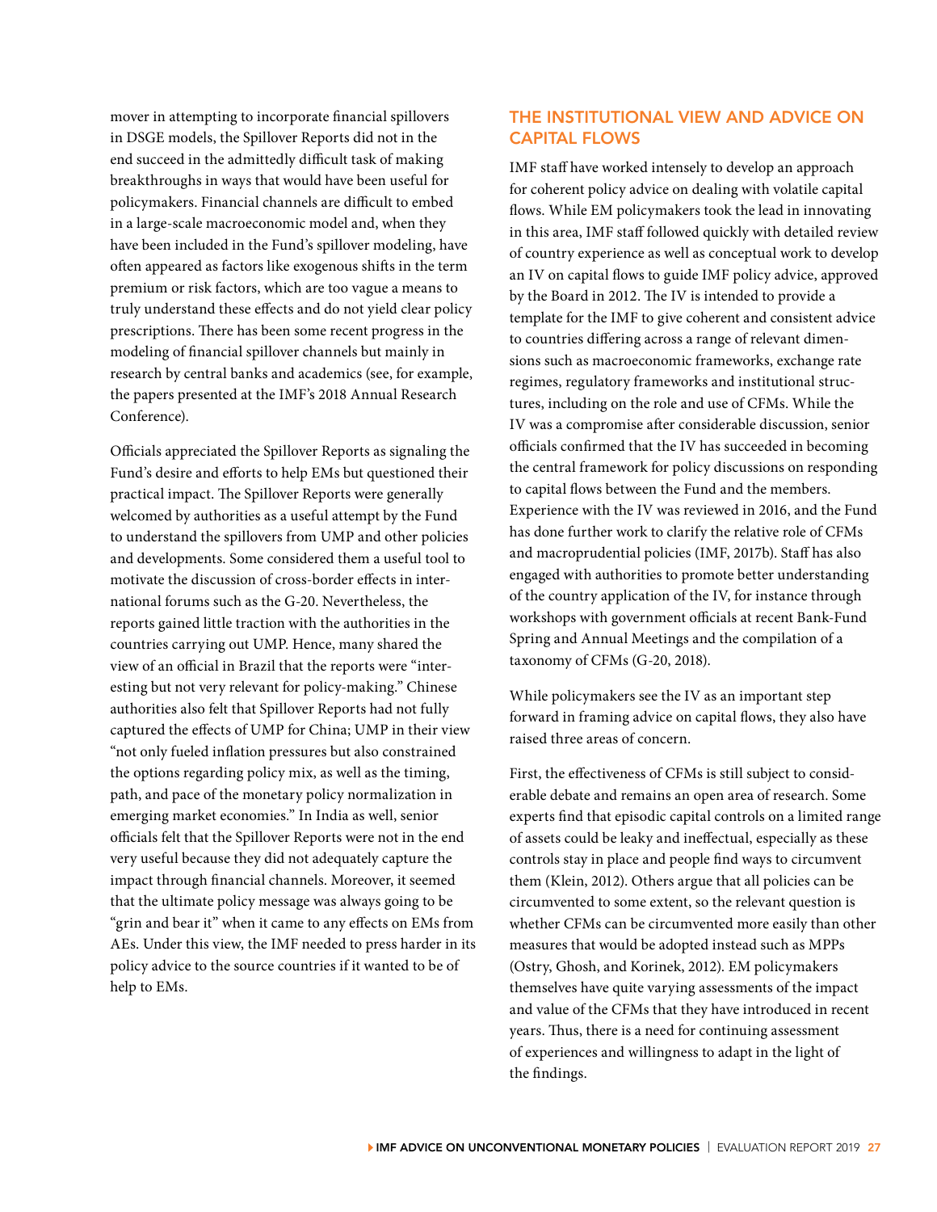mover in attempting to incorporate financial spillovers in DSGE models, the Spillover Reports did not in the end succeed in the admittedly difficult task of making breakthroughs in ways that would have been useful for policymakers. Financial channels are difficult to embed in a large-scale macroeconomic model and, when they have been included in the Fund's spillover modeling, have often appeared as factors like exogenous shifts in the term premium or risk factors, which are too vague a means to truly understand these effects and do not yield clear policy prescriptions. There has been some recent progress in the modeling of financial spillover channels but mainly in research by central banks and academics (see, for example, the papers presented at the IMF's 2018 Annual Research Conference).

Officials appreciated the Spillover Reports as signaling the Fund's desire and efforts to help EMs but questioned their practical impact. The Spillover Reports were generally welcomed by authorities as a useful attempt by the Fund to understand the spillovers from UMP and other policies and developments. Some considered them a useful tool to motivate the discussion of cross-border effects in international forums such as the G-20. Nevertheless, the reports gained little traction with the authorities in the countries carrying out UMP. Hence, many shared the view of an official in Brazil that the reports were "interesting but not very relevant for policy-making." Chinese authorities also felt that Spillover Reports had not fully captured the effects of UMP for China; UMP in their view "not only fueled inflation pressures but also constrained the options regarding policy mix, as well as the timing, path, and pace of the monetary policy normalization in emerging market economies." In India as well, senior officials felt that the Spillover Reports were not in the end very useful because they did not adequately capture the impact through financial channels. Moreover, it seemed that the ultimate policy message was always going to be "grin and bear it" when it came to any effects on EMs from AEs. Under this view, the IMF needed to press harder in its policy advice to the source countries if it wanted to be of help to EMs.

## THE INSTITUTIONAL VIEW AND ADVICE ON CAPITAL FLOWS

IMF staff have worked intensely to develop an approach for coherent policy advice on dealing with volatile capital flows. While EM policymakers took the lead in innovating in this area, IMF staff followed quickly with detailed review of country experience as well as conceptual work to develop an IV on capital flows to guide IMF policy advice, approved by the Board in 2012. The IV is intended to provide a template for the IMF to give coherent and consistent advice to countries differing across a range of relevant dimensions such as macroeconomic frameworks, exchange rate regimes, regulatory frameworks and institutional structures, including on the role and use of CFMs. While the IV was a compromise after considerable discussion, senior officials confirmed that the IV has succeeded in becoming the central framework for policy discussions on responding to capital flows between the Fund and the members. Experience with the IV was reviewed in 2016, and the Fund has done further work to clarify the relative role of CFMs and macroprudential policies (IMF, 2017b). Staff has also engaged with authorities to promote better understanding of the country application of the IV, for instance through workshops with government officials at recent Bank-Fund Spring and Annual Meetings and the compilation of a taxonomy of CFMs (G-20, 2018).

While policymakers see the IV as an important step forward in framing advice on capital flows, they also have raised three areas of concern.

First, the effectiveness of CFMs is still subject to considerable debate and remains an open area of research. Some experts find that episodic capital controls on a limited range of assets could be leaky and ineffectual, especially as these controls stay in place and people find ways to circumvent them (Klein, 2012). Others argue that all policies can be circumvented to some extent, so the relevant question is whether CFMs can be circumvented more easily than other measures that would be adopted instead such as MPPs (Ostry, Ghosh, and Korinek, 2012). EM policymakers themselves have quite varying assessments of the impact and value of the CFMs that they have introduced in recent years. Thus, there is a need for continuing assessment of experiences and willingness to adapt in the light of the findings.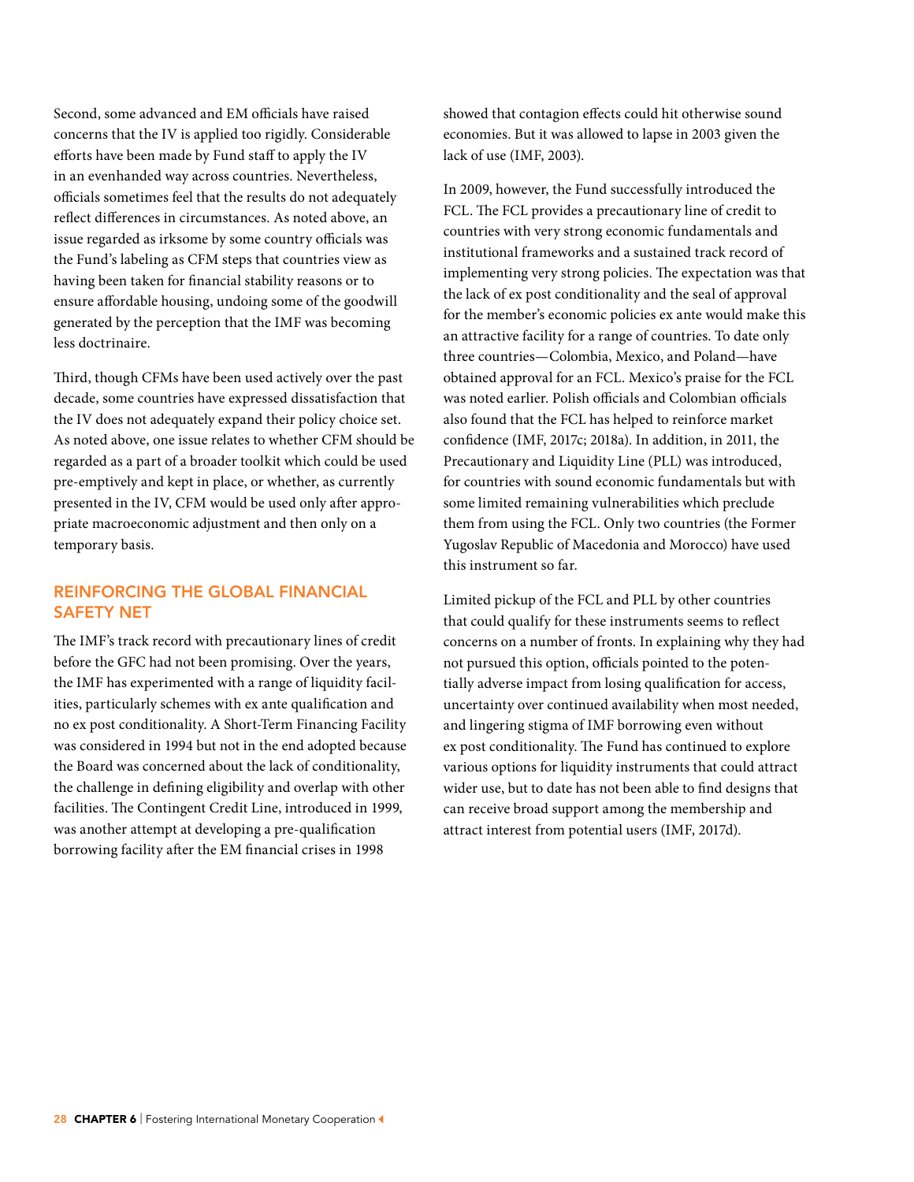Second, some advanced and EM officials have raised concerns that the IV is applied too rigidly. Considerable efforts have been made by Fund staff to apply the IV in an evenhanded way across countries. Nevertheless, officials sometimes feel that the results do not adequately reflect differences in circumstances. As noted above, an issue regarded as irksome by some country officials was the Fund's labeling as CFM steps that countries view as having been taken for financial stability reasons or to ensure affordable housing, undoing some of the goodwill generated by the perception that the IMF was becoming less doctrinaire.

Third, though CFMs have been used actively over the past decade, some countries have expressed dissatisfaction that the IV does not adequately expand their policy choice set. As noted above, one issue relates to whether CFM should be regarded as a part of a broader toolkit which could be used pre-emptively and kept in place, or whether, as currently presented in the IV, CFM would be used only after appropriate macroeconomic adjustment and then only on a temporary basis.

## REINFORCING THE GLOBAL FINANCIAL SAFETY NET

The IMF's track record with precautionary lines of credit before the GFC had not been promising. Over the years, the IMF has experimented with a range of liquidity facilities, particularly schemes with ex ante qualification and no ex post conditionality. A Short-Term Financing Facility was considered in 1994 but not in the end adopted because the Board was concerned about the lack of conditionality, the challenge in defining eligibility and overlap with other facilities. The Contingent Credit Line, introduced in 1999, was another attempt at developing a pre-qualification borrowing facility after the EM financial crises in 1998 showed that contagion effects could hit otherwise sound economies. But it was allowed to lapse in 2003 given the lack of use (IMF, 2003).

In 2009, however, the Fund successfully introduced the FCL. The FCL provides a precautionary line of credit to countries with very strong economic fundamentals and institutional frameworks and a sustained track record of implementing very strong policies. The expectation was that the lack of ex post conditionality and the seal of approval for the member's economic policies ex ante would make this an attractive facility for a range of countries. To date only three countries—Colombia, Mexico, and Poland—have obtained approval for an FCL. Mexico's praise for the FCL was noted earlier. Polish officials and Colombian officials also found that the FCL has helped to reinforce market confidence (IMF, 2017c; 2018a). In addition, in 2011, the Precautionary and Liquidity Line (PLL) was introduced, for countries with sound economic fundamentals but with some limited remaining vulnerabilities which preclude them from using the FCL. Only two countries (the Former Yugoslav Republic of Macedonia and Morocco) have used this instrument so far.

Limited pickup of the FCL and PLL by other countries that could qualify for these instruments seems to reflect concerns on a number of fronts. In explaining why they had not pursued this option, officials pointed to the potentially adverse impact from losing qualification for access, uncertainty over continued availability when most needed, and lingering stigma of IMF borrowing even without ex post conditionality. The Fund has continued to explore various options for liquidity instruments that could attract wider use, but to date has not been able to find designs that can receive broad support among the membership and attract interest from potential users (IMF, 2017d).